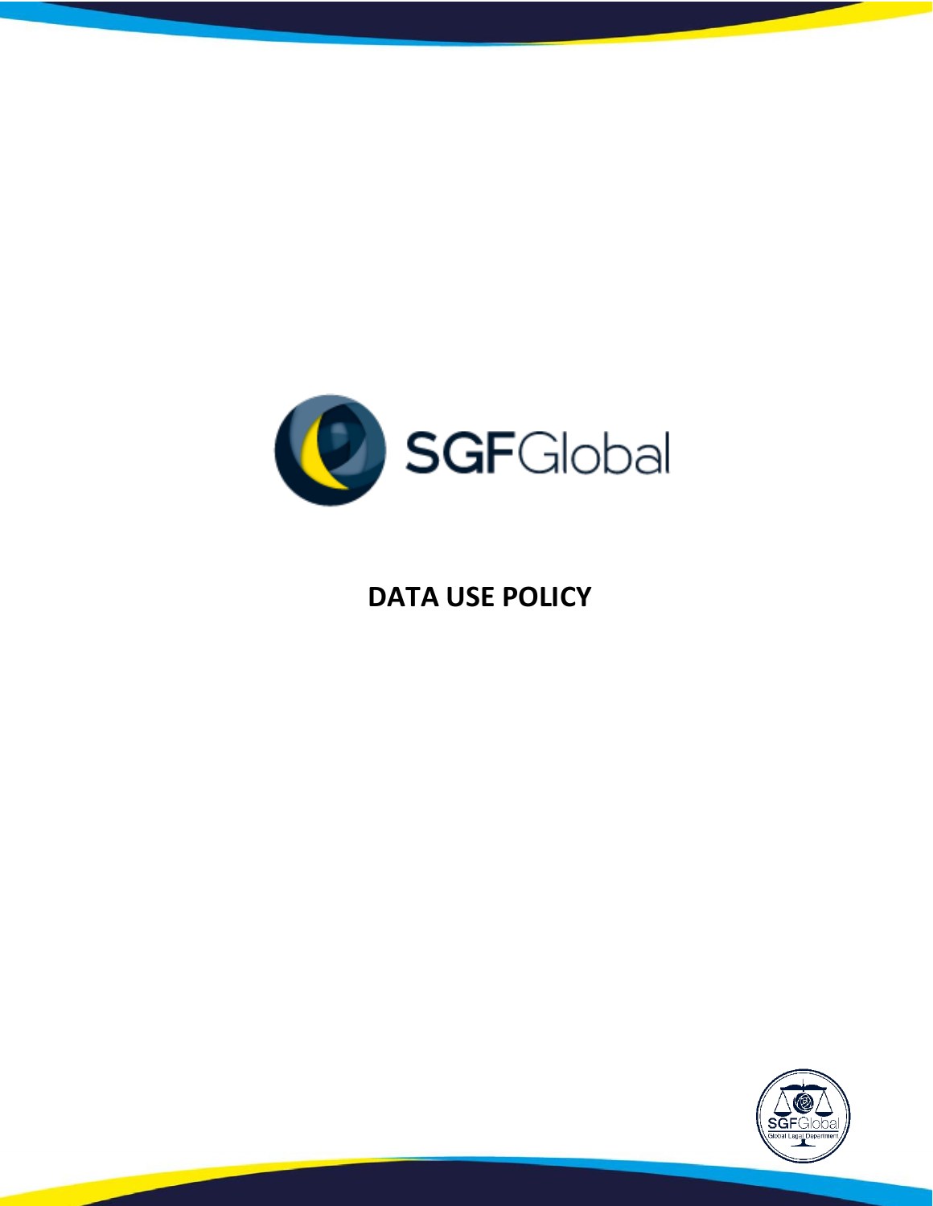SGFGlobal

# DATA USE POLICY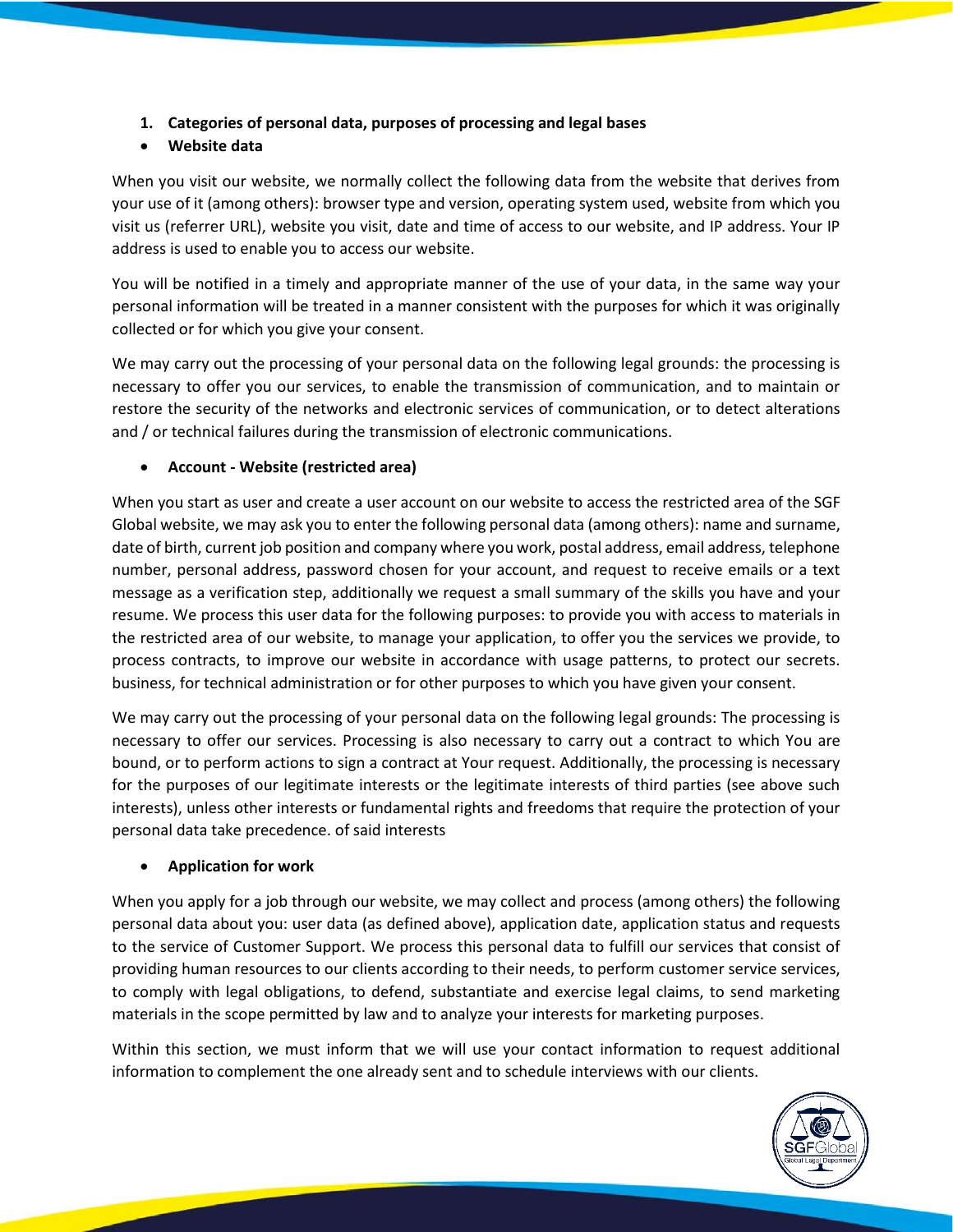1. **Categories of personal data, purposes of processing and legal bases**

- **Website data**

When you visit our website, we normally collect the following data from the website that derives from your use of it (among others): browser type and version, operating system used, website from which you visit us (referrer URL), website you visit, date and time of access to our website, and IP address. Your IP address is used to enable you to access our website.

You will be notified in a timely and appropriate manner of the use of your data, in the same way your personal information will be treated in a manner consistent with the purposes for which it was originally collected or for which you give your consent.

We may carry out the processing of your personal data on the following legal grounds: the processing is necessary to offer you our services, to enable the transmission of communication, and to maintain or restore the security of the networks and electronic services of communication, or to detect alterations and / or technical failures during the transmission of electronic communications.

- **Account - Website (restricted area)**

When you start as user and create a user account on our website to access the restricted area of the SGF Global website, we may ask you to enter the following personal data (among others): name and surname, date of birth, current job position and company where you work, postal address, email address, telephone number, personal address, password chosen for your account, and request to receive emails or a text message as a verification step, additionally we request a small summary of the skills you have and your resume. We process this user data for the following purposes: to provide you with access to materials in the restricted area of our website, to manage your application, to offer you the services we provide, to process contracts, to improve our website in accordance with usage patterns, to protect our secrets. business, for technical administration or for other purposes to which you have given your consent.

We may carry out the processing of your personal data on the following legal grounds: The processing is necessary to offer our services. Processing is also necessary to carry out a contract to which You are bound, or to perform actions to sign a contract at Your request. Additionally, the processing is necessary for the purposes of our legitimate interests or the legitimate interests of third parties (see above such interests), unless other interests or fundamental rights and freedoms that require the protection of your personal data take precedence. of said interests

- **Application for work**

When you apply for a job through our website, we may collect and process (among others) the following personal data about you: user data (as defined above), application date, application status and requests to the service of Customer Support. We process this personal data to fulfill our services that consist of providing human resources to our clients according to their needs, to perform customer service services, to comply with legal obligations, to defend, substantiate and exercise legal claims, to send marketing materials in the scope permitted by law and to analyze your interests for marketing purposes.

Within this section, we must inform that we will use your contact information to request additional information to complement the one already sent and to schedule interviews with our clients.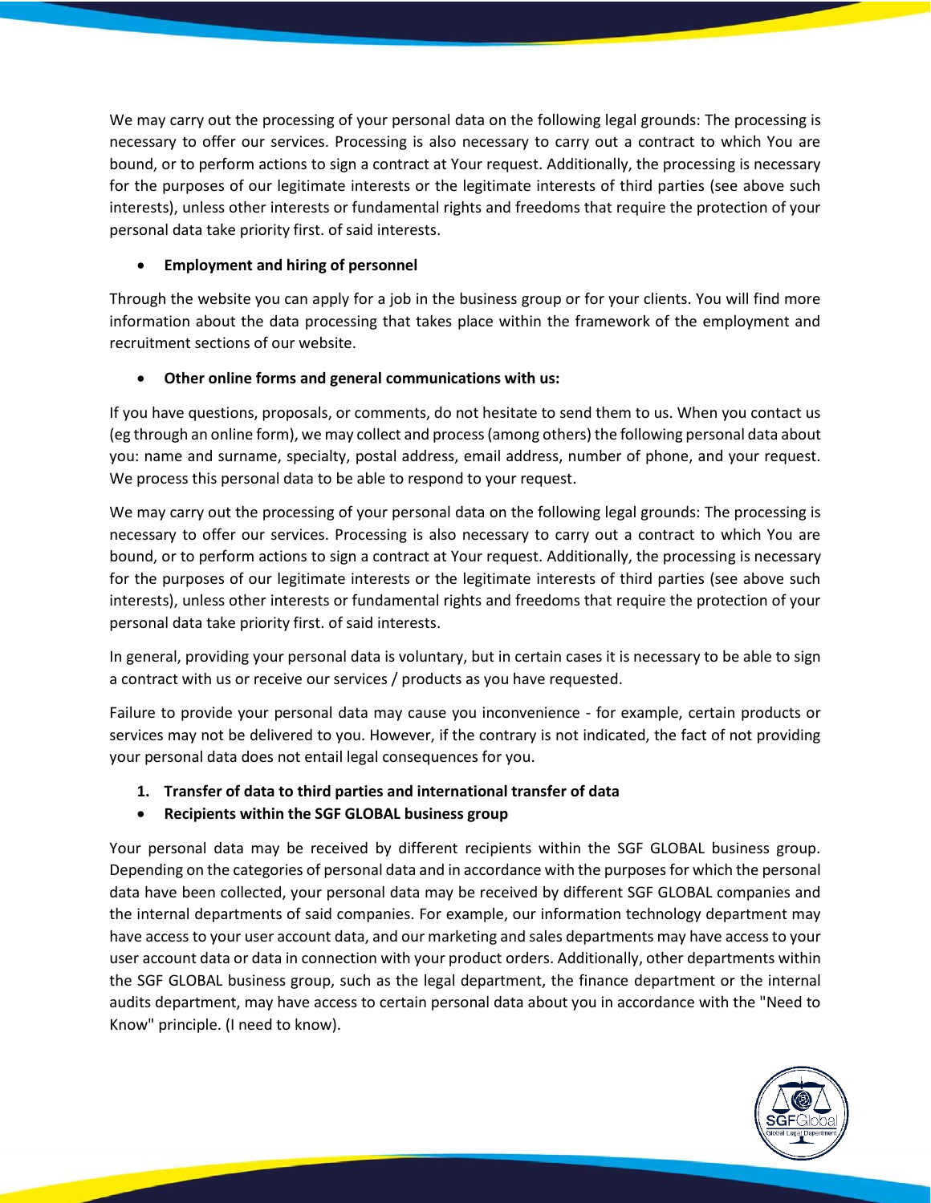We may carry out the processing of your personal data on the following legal grounds: The processing is necessary to offer our services. Processing is also necessary to carry out a contract to which You are bound, or to perform actions to sign a contract at Your request. Additionally, the processing is necessary for the purposes of our legitimate interests or the legitimate interests of third parties (see above such interests), unless other interests or fundamental rights and freedoms that require the protection of your personal data take priority first. of said interests.

- **Employment and hiring of personnel**

Through the website you can apply for a job in the business group or for your clients. You will find more information about the data processing that takes place within the framework of the employment and recruitment sections of our website.

- **Other online forms and general communications with us:**

If you have questions, proposals, or comments, do not hesitate to send them to us. When you contact us (eg through an online form), we may collect and process (among others) the following personal data about you: name and surname, specialty, postal address, email address, number of phone, and your request. We process this personal data to be able to respond to your request.

We may carry out the processing of your personal data on the following legal grounds: The processing is necessary to offer our services. Processing is also necessary to carry out a contract to which You are bound, or to perform actions to sign a contract at Your request. Additionally, the processing is necessary for the purposes of our legitimate interests or the legitimate interests of third parties (see above such interests), unless other interests or fundamental rights and freedoms that require the protection of your personal data take priority first. of said interests.

In general, providing your personal data is voluntary, but in certain cases it is necessary to be able to sign a contract with us or receive our services / products as you have requested.

Failure to provide your personal data may cause you inconvenience - for example, certain products or services may not be delivered to you. However, if the contrary is not indicated, the fact of not providing your personal data does not entail legal consequences for you.

1. **Transfer of data to third parties and international transfer of data**

- **Recipients within the SGF GLOBAL business group**

Your personal data may be received by different recipients within the SGF GLOBAL business group. Depending on the categories of personal data and in accordance with the purposes for which the personal data have been collected, your personal data may be received by different SGF GLOBAL companies and the internal departments of said companies. For example, our information technology department may have access to your user account data, and our marketing and sales departments may have access to your user account data or data in connection with your product orders. Additionally, other departments within the SGF GLOBAL business group, such as the legal department, the finance department or the internal audits department, may have access to certain personal data about you in accordance with the "Need to Know" principle. (I need to know).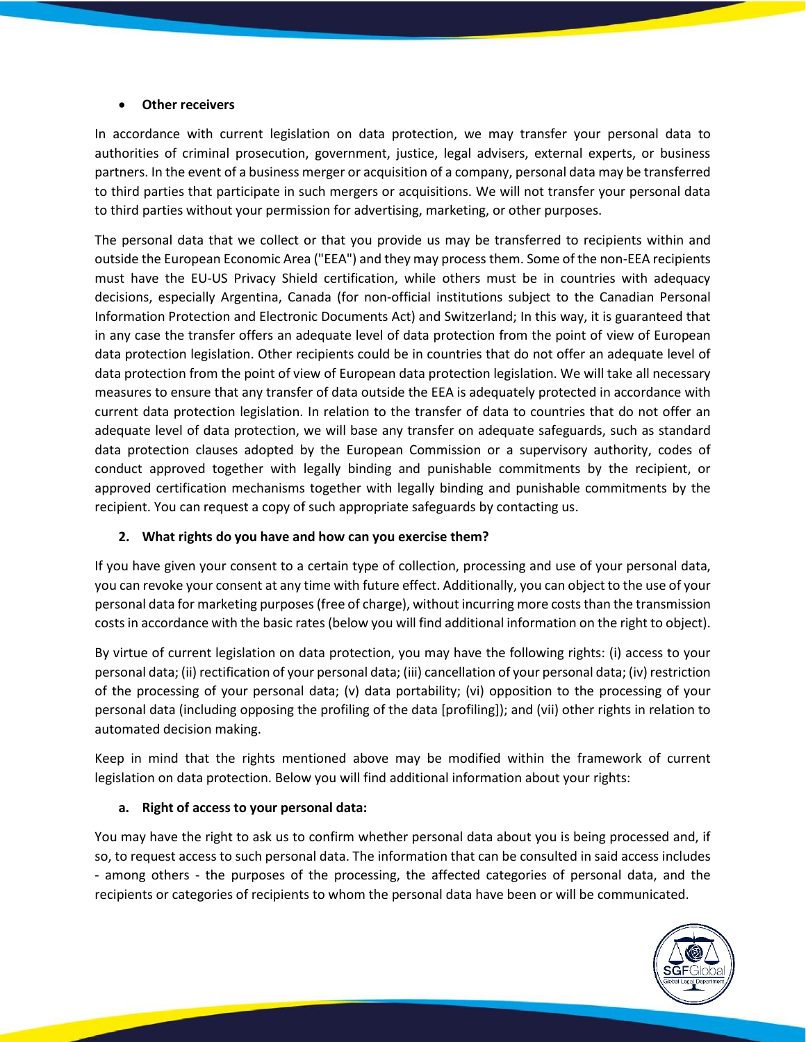- **Other receivers**

In accordance with current legislation on data protection, we may transfer your personal data to authorities of criminal prosecution, government, justice, legal advisers, external experts, or business partners. In the event of a business merger or acquisition of a company, personal data may be transferred to third parties that participate in such mergers or acquisitions. We will not transfer your personal data to third parties without your permission for advertising, marketing, or other purposes.

The personal data that we collect or that you provide us may be transferred to recipients within and outside the European Economic Area ("EEA") and they may process them. Some of the non-EEA recipients must have the EU-US Privacy Shield certification, while others must be in countries with adequacy decisions, especially Argentina, Canada (for non-official institutions subject to the Canadian Personal Information Protection and Electronic Documents Act) and Switzerland; In this way, it is guaranteed that in any case the transfer offers an adequate level of data protection from the point of view of European data protection legislation. Other recipients could be in countries that do not offer an adequate level of data protection from the point of view of European data protection legislation. We will take all necessary measures to ensure that any transfer of data outside the EEA is adequately protected in accordance with current data protection legislation. In relation to the transfer of data to countries that do not offer an adequate level of data protection, we will base any transfer on adequate safeguards, such as standard data protection clauses adopted by the European Commission or a supervisory authority, codes of conduct approved together with legally binding and punishable commitments by the recipient, or approved certification mechanisms together with legally binding and punishable commitments by the recipient. You can request a copy of such appropriate safeguards by contacting us.

## 2. What rights do you have and how can you exercise them?

If you have given your consent to a certain type of collection, processing and use of your personal data, you can revoke your consent at any time with future effect. Additionally, you can object to the use of your personal data for marketing purposes (free of charge), without incurring more costs than the transmission costs in accordance with the basic rates (below you will find additional information on the right to object).

By virtue of current legislation on data protection, you may have the following rights: (i) access to your personal data; (ii) rectification of your personal data; (iii) cancellation of your personal data; (iv) restriction of the processing of your personal data; (v) data portability; (vi) opposition to the processing of your personal data (including opposing the profiling of the data [profiling]); and (vii) other rights in relation to automated decision making.

Keep in mind that the rights mentioned above may be modified within the framework of current legislation on data protection. Below you will find additional information about your rights:

### a. Right of access to your personal data:

You may have the right to ask us to confirm whether personal data about you is being processed and, if so, to request access to such personal data. The information that can be consulted in said access includes - among others - the purposes of the processing, the affected categories of personal data, and the recipients or categories of recipients to whom the personal data have been or will be communicated.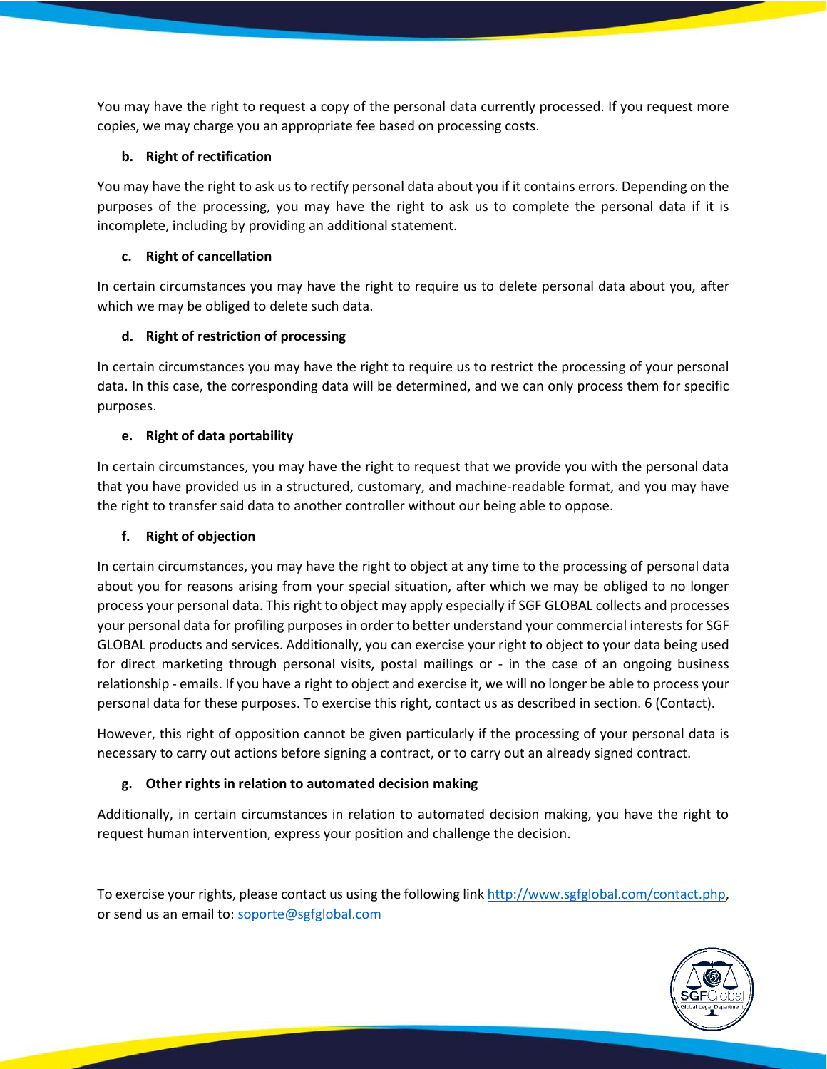You may have the right to request a copy of the personal data currently processed. If you request more copies, we may charge you an appropriate fee based on processing costs.

**b. Right of rectification**

You may have the right to ask us to rectify personal data about you if it contains errors. Depending on the purposes of the processing, you may have the right to ask us to complete the personal data if it is incomplete, including by providing an additional statement.

**c. Right of cancellation**

In certain circumstances you may have the right to require us to delete personal data about you, after which we may be obliged to delete such data.

**d. Right of restriction of processing**

In certain circumstances you may have the right to require us to restrict the processing of your personal data. In this case, the corresponding data will be determined, and we can only process them for specific purposes.

**e. Right of data portability**

In certain circumstances, you may have the right to request that we provide you with the personal data that you have provided us in a structured, customary, and machine-readable format, and you may have the right to transfer said data to another controller without our being able to oppose.

**f. Right of objection**

In certain circumstances, you may have the right to object at any time to the processing of personal data about you for reasons arising from your special situation, after which we may be obliged to no longer process your personal data. This right to object may apply especially if SGF GLOBAL collects and processes your personal data for profiling purposes in order to better understand your commercial interests for SGF GLOBAL products and services. Additionally, you can exercise your right to object to your data being used for direct marketing through personal visits, postal mailings or - in the case of an ongoing business relationship - emails. If you have a right to object and exercise it, we will no longer be able to process your personal data for these purposes. To exercise this right, contact us as described in section. 6 (Contact).

However, this right of opposition cannot be given particularly if the processing of your personal data is necessary to carry out actions before signing a contract, or to carry out an already signed contract.

**g. Other rights in relation to automated decision making**

Additionally, in certain circumstances in relation to automated decision making, you have the right to request human intervention, express your position and challenge the decision.

To exercise your rights, please contact us using the following link http://www.sgfglobal.com/contact.php, or send us an email to: soporte@sgfglobal.com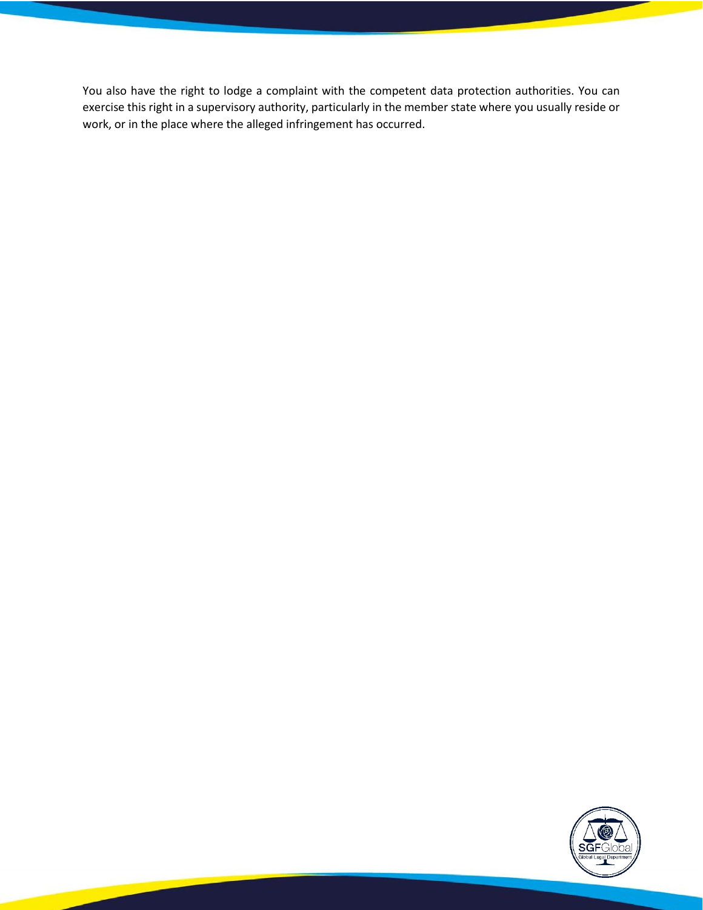You also have the right to lodge a complaint with the competent data protection authorities. You can exercise this right in a supervisory authority, particularly in the member state where you usually reside or work, or in the place where the alleged infringement has occurred.